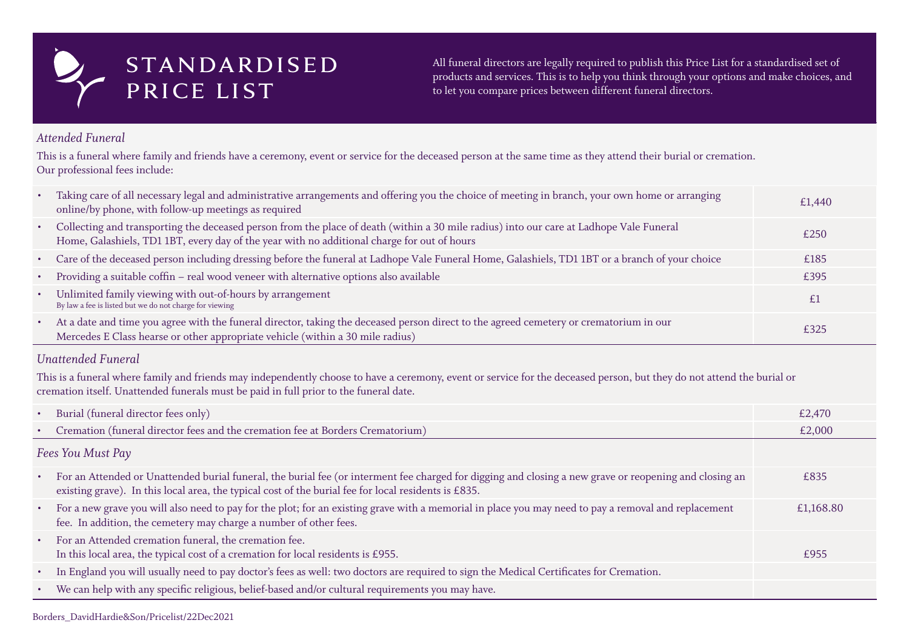# STANDARDISED PRICE LIST

All funeral directors are legally required to publish this Price List for a standardised set of products and services. This is to help you think through your options and make choices, and to let you compare prices between different funeral directors.

## *Attended Funeral*

This is a funeral where family and friends have a ceremony, event or service for the deceased person at the same time as they attend their burial or cremation. Our professional fees include:

| | |
|---|---|
| • Taking care of all necessary legal and administrative arrangements and offering you the choice of meeting in branch, your own home or arranging online/by phone, with follow-up meetings as required | £1,440 |
| • Collecting and transporting the deceased person from the place of death (within a 30 mile radius) into our care at Ladhope Vale Funeral Home, Galashiels, TD1 1BT, every day of the year with no additional charge for out of hours | £250 |
| • Care of the deceased person including dressing before the funeral at Ladhope Vale Funeral Home, Galashiels, TD1 1BT or a branch of your choice | £185 |
| • Providing a suitable coffin – real wood veneer with alternative options also available | £395 |
| • Unlimited family viewing with out-of-hours by arrangement<br>By law a fee is listed but we do not charge for viewing | £1 |
| • At a date and time you agree with the funeral director, taking the deceased person direct to the agreed cemetery or crematorium in our Mercedes E Class hearse or other appropriate vehicle (within a 30 mile radius) | £325 |

## *Unattended Funeral*

This is a funeral where family and friends may independently choose to have a ceremony, event or service for the deceased person, but they do not attend the burial or cremation itself. Unattended funerals must be paid in full prior to the funeral date.

| | |
|---|---|
| • Burial (funeral director fees only) | £2,470 |
| • Cremation (funeral director fees and the cremation fee at Borders Crematorium) | £2,000 |

## *Fees You Must Pay*

| | |
|---|---|
| • For an Attended or Unattended burial funeral, the burial fee (or interment fee charged for digging and closing a new grave or reopening and closing an existing grave). In this local area, the typical cost of the burial fee for local residents is £835. | £835 |
| • For a new grave you will also need to pay for the plot; for an existing grave with a memorial in place you may need to pay a removal and replacement fee. In addition, the cemetery may charge a number of other fees. | £1,168.80 |
| • For an Attended cremation funeral, the cremation fee.<br>In this local area, the typical cost of a cremation for local residents is £955. | £955 |
| • In England you will usually need to pay doctor's fees as well: two doctors are required to sign the Medical Certificates for Cremation. | |
| • We can help with any specific religious, belief-based and/or cultural requirements you may have. | |

Borders_DavidHardie&Son/Pricelist/22Dec2021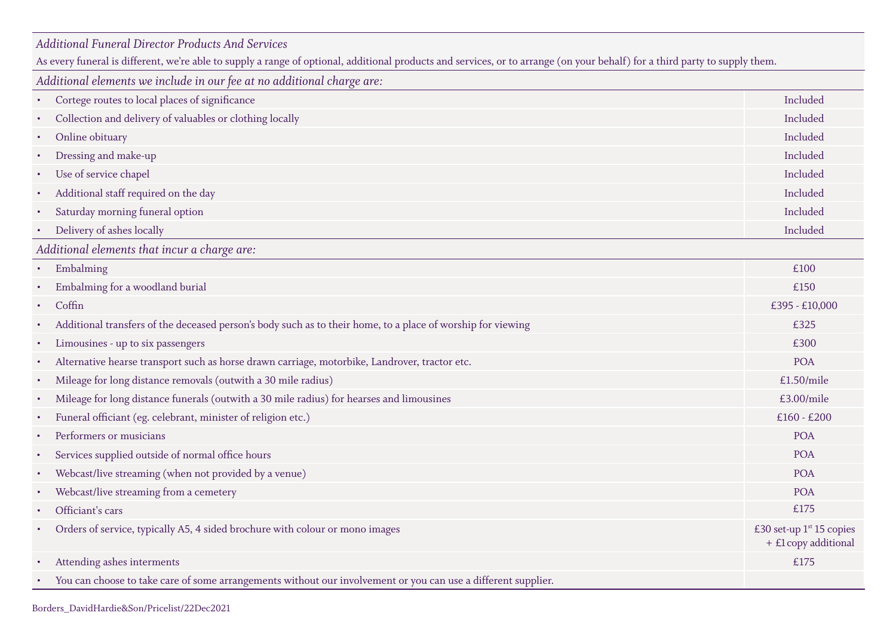*Additional Funeral Director Products And Services*

As every funeral is different, we're able to supply a range of optional, additional products and services, or to arrange (on your behalf) for a third party to supply them.

| *Additional elements we include in our fee at no additional charge are:* | |
|---|---|
| • Cortege routes to local places of significance | Included |
| • Collection and delivery of valuables or clothing locally | Included |
| • Online obituary | Included |
| • Dressing and make-up | Included |
| • Use of service chapel | Included |
| • Additional staff required on the day | Included |
| • Saturday morning funeral option | Included |
| • Delivery of ashes locally | Included |
| *Additional elements that incur a charge are:* | |
| • Embalming | £100 |
| • Embalming for a woodland burial | £150 |
| • Coffin | £395 - £10,000 |
| • Additional transfers of the deceased person's body such as to their home, to a place of worship for viewing | £325 |
| • Limousines - up to six passengers | £300 |
| • Alternative hearse transport such as horse drawn carriage, motorbike, Landrover, tractor etc. | POA |
| • Mileage for long distance removals (outwith a 30 mile radius) | £1.50/mile |
| • Mileage for long distance funerals (outwith a 30 mile radius) for hearses and limousines | £3.00/mile |
| • Funeral officiant (eg. celebrant, minister of religion etc.) | £160 - £200 |
| • Performers or musicians | POA |
| • Services supplied outside of normal office hours | POA |
| • Webcast/live streaming (when not provided by a venue) | POA |
| • Webcast/live streaming from a cemetery | POA |
| • Officiant's cars | £175 |
| • Orders of service, typically A5, 4 sided brochure with colour or mono images | £30 set-up 1st 15 copies + £1 copy additional |
| • Attending ashes interments | £175 |
| • You can choose to take care of some arrangements without our involvement or you can use a different supplier. | |

Borders_DavidHardie&Son/Pricelist/22Dec2021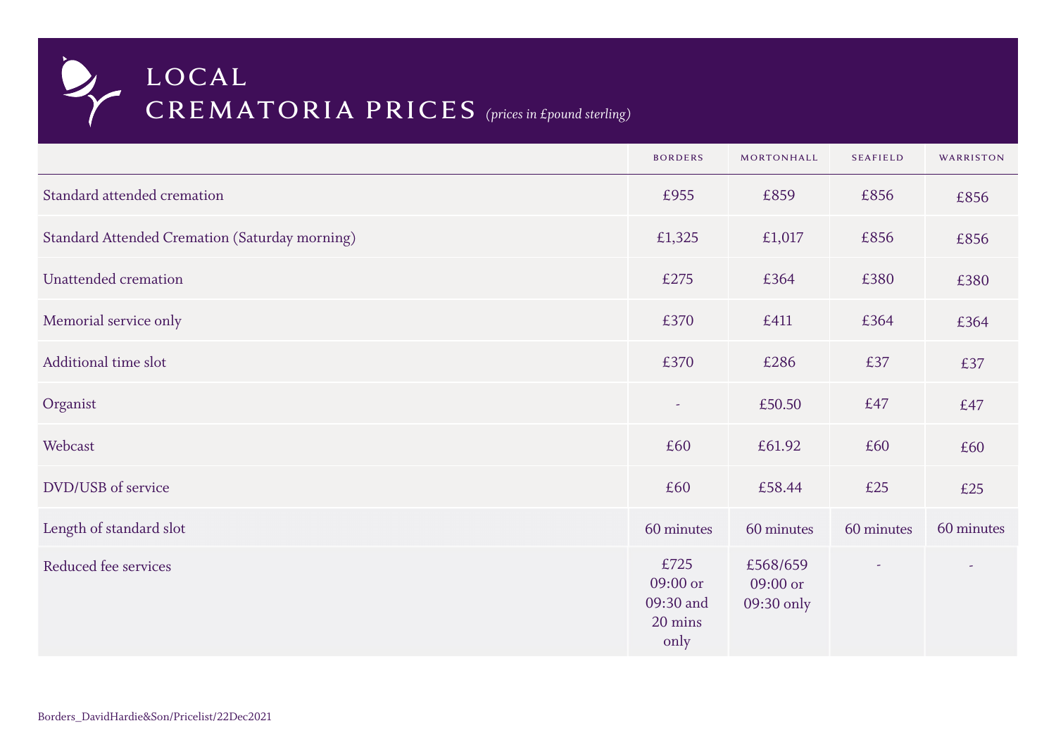# LOCAL CREMATORIA PRICES *(prices in £pound sterling)*

| | BORDERS | MORTONHALL | SEAFIELD | WARRISTON |
|---|---|---|---|---|
| Standard attended cremation | £955 | £859 | £856 | £856 |
| Standard Attended Cremation (Saturday morning) | £1,325 | £1,017 | £856 | £856 |
| Unattended cremation | £275 | £364 | £380 | £380 |
| Memorial service only | £370 | £411 | £364 | £364 |
| Additional time slot | £370 | £286 | £37 | £37 |
| Organist | - | £50.50 | £47 | £47 |
| Webcast | £60 | £61.92 | £60 | £60 |
| DVD/USB of service | £60 | £58.44 | £25 | £25 |
| Length of standard slot | 60 minutes | 60 minutes | 60 minutes | 60 minutes |
| Reduced fee services | £725 09:00 or 09:30 and 20 mins only | £568/659 09:00 or 09:30 only | - | - |

Borders_DavidHardie&Son/Pricelist/22Dec2021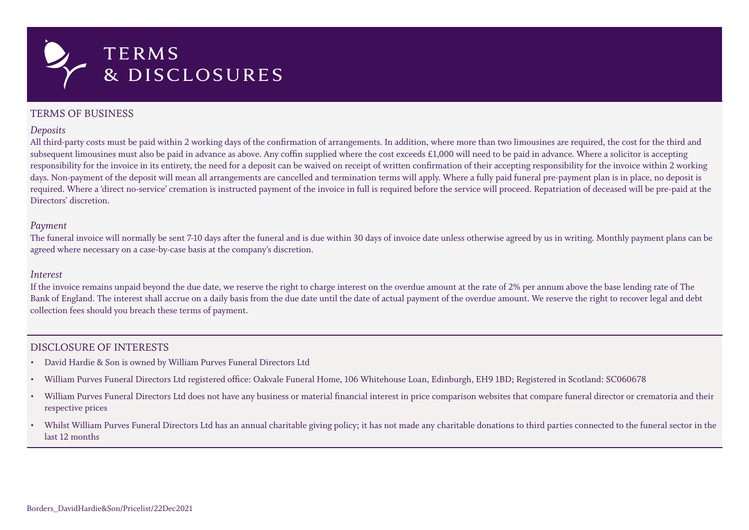# TERMS & DISCLOSURES

## TERMS OF BUSINESS

### *Deposits*

All third-party costs must be paid within 2 working days of the confirmation of arrangements. In addition, where more than two limousines are required, the cost for the third and subsequent limousines must also be paid in advance as above. Any coffin supplied where the cost exceeds £1,000 will need to be paid in advance. Where a solicitor is accepting responsibility for the invoice in its entirety, the need for a deposit can be waived on receipt of written confirmation of their accepting responsibility for the invoice within 2 working days. Non-payment of the deposit will mean all arrangements are cancelled and termination terms will apply. Where a fully paid funeral pre-payment plan is in place, no deposit is required. Where a 'direct no-service' cremation is instructed payment of the invoice in full is required before the service will proceed. Repatriation of deceased will be pre-paid at the Directors' discretion.

### *Payment*

The funeral invoice will normally be sent 7-10 days after the funeral and is due within 30 days of invoice date unless otherwise agreed by us in writing. Monthly payment plans can be agreed where necessary on a case-by-case basis at the company's discretion.

### *Interest*

If the invoice remains unpaid beyond the due date, we reserve the right to charge interest on the overdue amount at the rate of 2% per annum above the base lending rate of The Bank of England. The interest shall accrue on a daily basis from the due date until the date of actual payment of the overdue amount. We reserve the right to recover legal and debt collection fees should you breach these terms of payment.

## DISCLOSURE OF INTERESTS

- David Hardie & Son is owned by William Purves Funeral Directors Ltd
- William Purves Funeral Directors Ltd registered office: Oakvale Funeral Home, 106 Whitehouse Loan, Edinburgh, EH9 1BD; Registered in Scotland: SC060678
- William Purves Funeral Directors Ltd does not have any business or material financial interest in price comparison websites that compare funeral director or crematoria and their respective prices
- Whilst William Purves Funeral Directors Ltd has an annual charitable giving policy; it has not made any charitable donations to third parties connected to the funeral sector in the last 12 months

Borders_DavidHardie&Son/Pricelist/22Dec2021